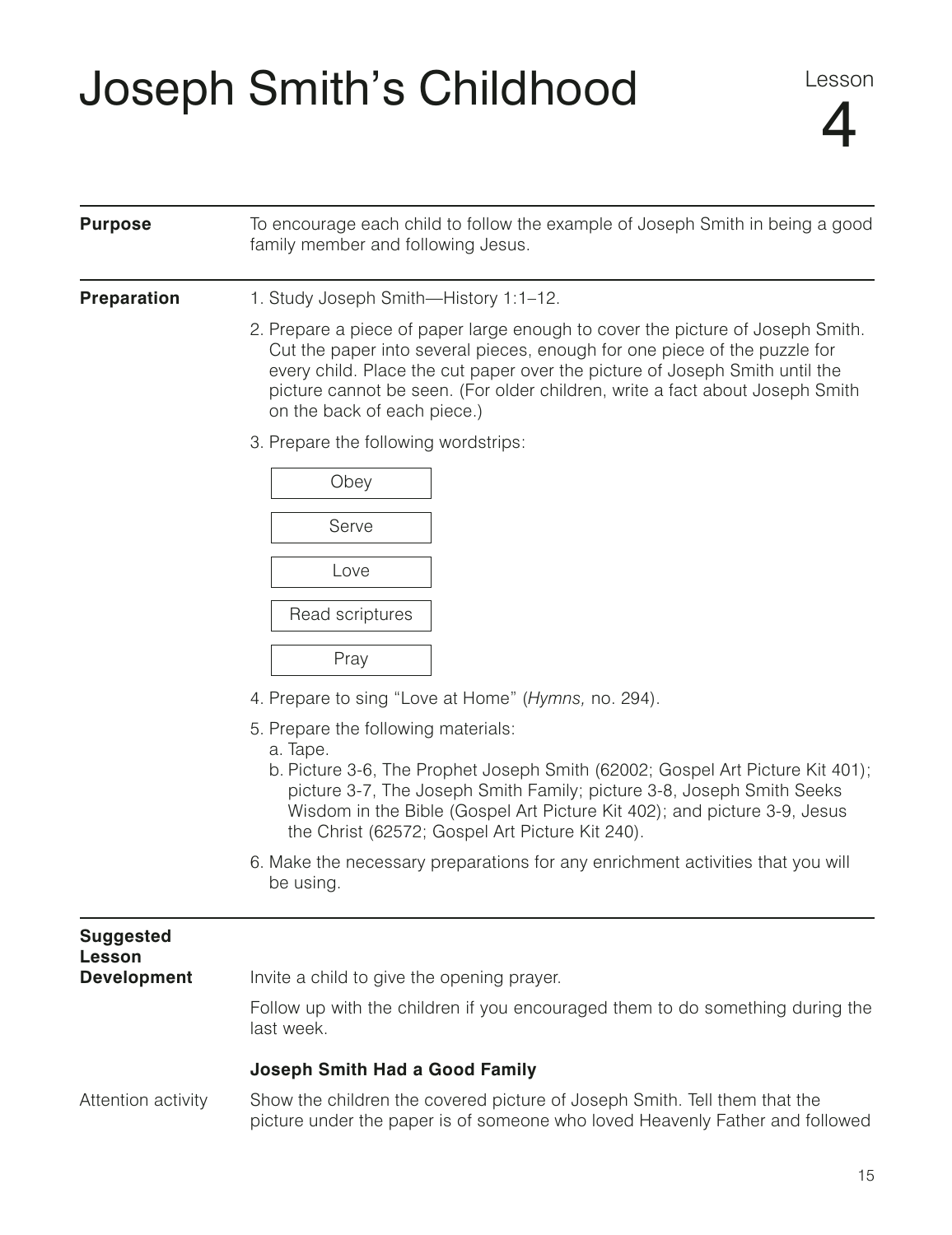# Joseph Smith's Childhood

Lesson 4

**Purpose**

To encourage each child to follow the example of Joseph Smith in being a good family member and following Jesus.

**Preparation**

1. Study Joseph Smith—History 1:1–12.
2. Prepare a piece of paper large enough to cover the picture of Joseph Smith. Cut the paper into several pieces, enough for one piece of the puzzle for every child. Place the cut paper over the picture of Joseph Smith until the picture cannot be seen. (For older children, write a fact about Joseph Smith on the back of each piece.)
3. Prepare the following wordstrips:

   Obey

   Serve

   Love

   Read scriptures

   Pray

4. Prepare to sing "Love at Home" (*Hymns,* no. 294).
5. Prepare the following materials:
   a. Tape.
   b. Picture 3-6, The Prophet Joseph Smith (62002; Gospel Art Picture Kit 401); picture 3-7, The Joseph Smith Family; picture 3-8, Joseph Smith Seeks Wisdom in the Bible (Gospel Art Picture Kit 402); and picture 3-9, Jesus the Christ (62572; Gospel Art Picture Kit 240).
6. Make the necessary preparations for any enrichment activities that you will be using.

**Suggested Lesson Development**

Invite a child to give the opening prayer.

Follow up with the children if you encouraged them to do something during the last week.

### Joseph Smith Had a Good Family

Attention activity

Show the children the covered picture of Joseph Smith. Tell them that the picture under the paper is of someone who loved Heavenly Father and followed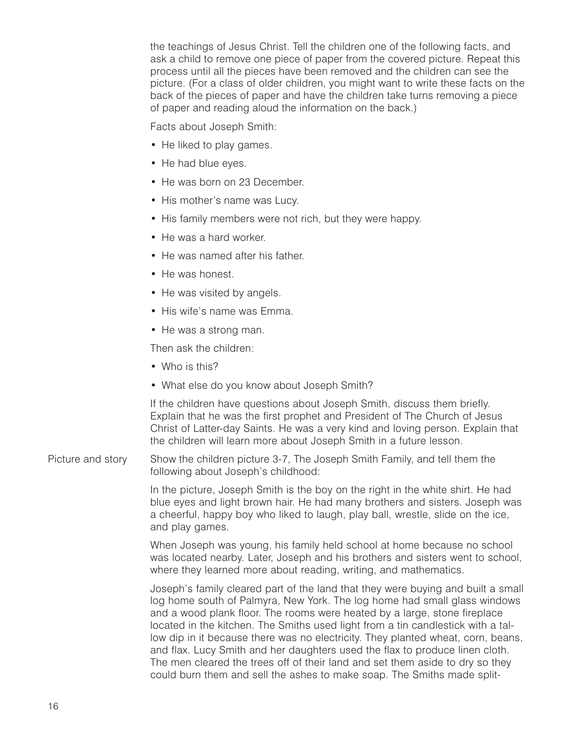the teachings of Jesus Christ. Tell the children one of the following facts, and ask a child to remove one piece of paper from the covered picture. Repeat this process until all the pieces have been removed and the children can see the picture. (For a class of older children, you might want to write these facts on the back of the pieces of paper and have the children take turns removing a piece of paper and reading aloud the information on the back.)

Facts about Joseph Smith:

- He liked to play games.
- He had blue eyes.
- He was born on 23 December.
- His mother's name was Lucy.
- His family members were not rich, but they were happy.
- He was a hard worker.
- He was named after his father.
- He was honest.
- He was visited by angels.
- His wife's name was Emma.
- He was a strong man.

Then ask the children:

- Who is this?
- What else do you know about Joseph Smith?

If the children have questions about Joseph Smith, discuss them briefly. Explain that he was the first prophet and President of The Church of Jesus Christ of Latter-day Saints. He was a very kind and loving person. Explain that the children will learn more about Joseph Smith in a future lesson.

**Picture and story**

Show the children picture 3-7, The Joseph Smith Family, and tell them the following about Joseph's childhood:

In the picture, Joseph Smith is the boy on the right in the white shirt. He had blue eyes and light brown hair. He had many brothers and sisters. Joseph was a cheerful, happy boy who liked to laugh, play ball, wrestle, slide on the ice, and play games.

When Joseph was young, his family held school at home because no school was located nearby. Later, Joseph and his brothers and sisters went to school, where they learned more about reading, writing, and mathematics.

Joseph's family cleared part of the land that they were buying and built a small log home south of Palmyra, New York. The log home had small glass windows and a wood plank floor. The rooms were heated by a large, stone fireplace located in the kitchen. The Smiths used light from a tin candlestick with a tallow dip in it because there was no electricity. They planted wheat, corn, beans, and flax. Lucy Smith and her daughters used the flax to produce linen cloth. The men cleared the trees off of their land and set them aside to dry so they could burn them and sell the ashes to make soap. The Smiths made split-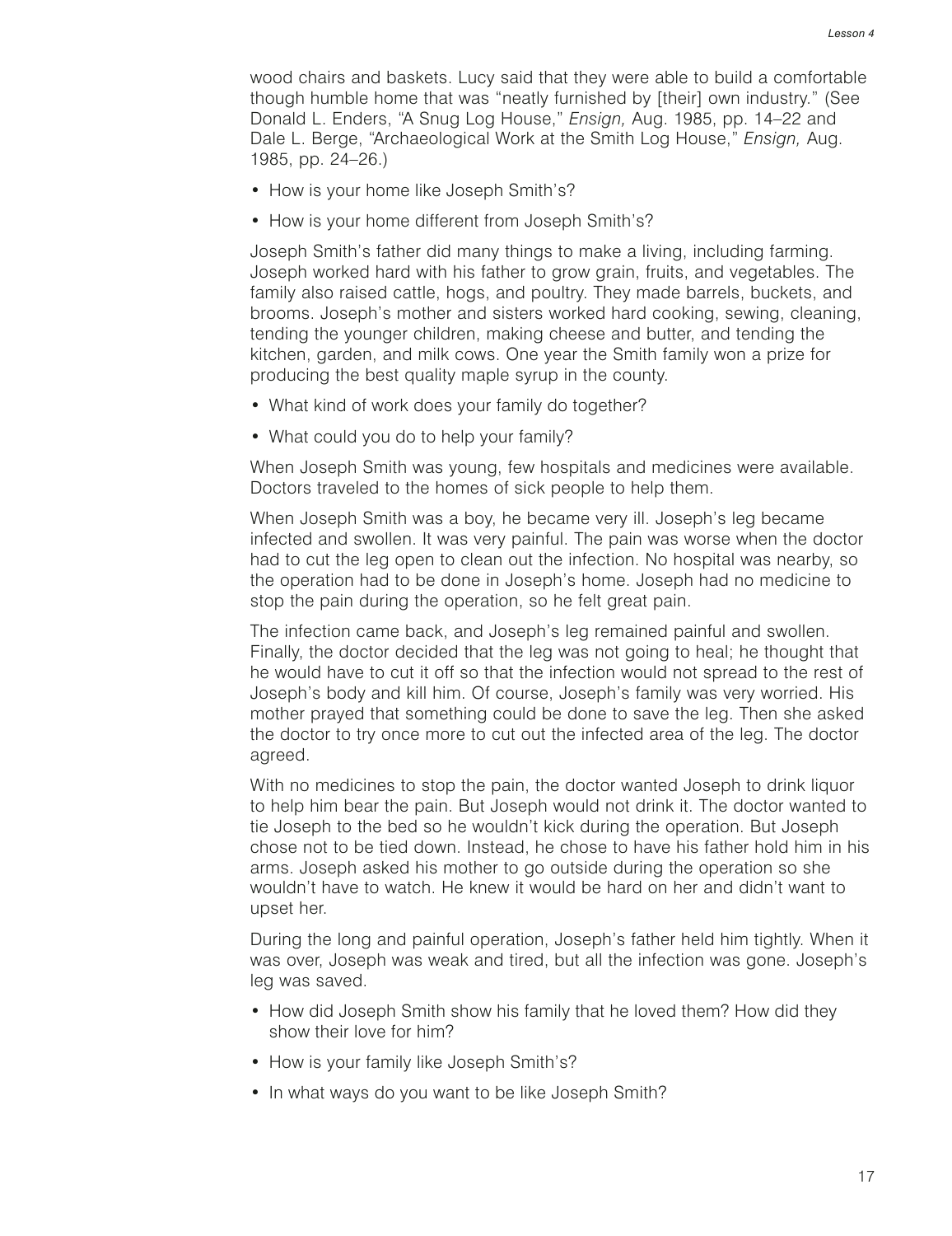wood chairs and baskets. Lucy said that they were able to build a comfortable though humble home that was "neatly furnished by [their] own industry." (See Donald L. Enders, "A Snug Log House," *Ensign,* Aug. 1985, pp. 14–22 and Dale L. Berge, "Archaeological Work at the Smith Log House," *Ensign,* Aug. 1985, pp. 24–26.)

- How is your home like Joseph Smith's?
- How is your home different from Joseph Smith's?

Joseph Smith's father did many things to make a living, including farming. Joseph worked hard with his father to grow grain, fruits, and vegetables. The family also raised cattle, hogs, and poultry. They made barrels, buckets, and brooms. Joseph's mother and sisters worked hard cooking, sewing, cleaning, tending the younger children, making cheese and butter, and tending the kitchen, garden, and milk cows. One year the Smith family won a prize for producing the best quality maple syrup in the county.

- What kind of work does your family do together?
- What could you do to help your family?

When Joseph Smith was young, few hospitals and medicines were available. Doctors traveled to the homes of sick people to help them.

When Joseph Smith was a boy, he became very ill. Joseph's leg became infected and swollen. It was very painful. The pain was worse when the doctor had to cut the leg open to clean out the infection. No hospital was nearby, so the operation had to be done in Joseph's home. Joseph had no medicine to stop the pain during the operation, so he felt great pain.

The infection came back, and Joseph's leg remained painful and swollen. Finally, the doctor decided that the leg was not going to heal; he thought that he would have to cut it off so that the infection would not spread to the rest of Joseph's body and kill him. Of course, Joseph's family was very worried. His mother prayed that something could be done to save the leg. Then she asked the doctor to try once more to cut out the infected area of the leg. The doctor agreed.

With no medicines to stop the pain, the doctor wanted Joseph to drink liquor to help him bear the pain. But Joseph would not drink it. The doctor wanted to tie Joseph to the bed so he wouldn't kick during the operation. But Joseph chose not to be tied down. Instead, he chose to have his father hold him in his arms. Joseph asked his mother to go outside during the operation so she wouldn't have to watch. He knew it would be hard on her and didn't want to upset her.

During the long and painful operation, Joseph's father held him tightly. When it was over, Joseph was weak and tired, but all the infection was gone. Joseph's leg was saved.

- How did Joseph Smith show his family that he loved them? How did they show their love for him?
- How is your family like Joseph Smith's?
- In what ways do you want to be like Joseph Smith?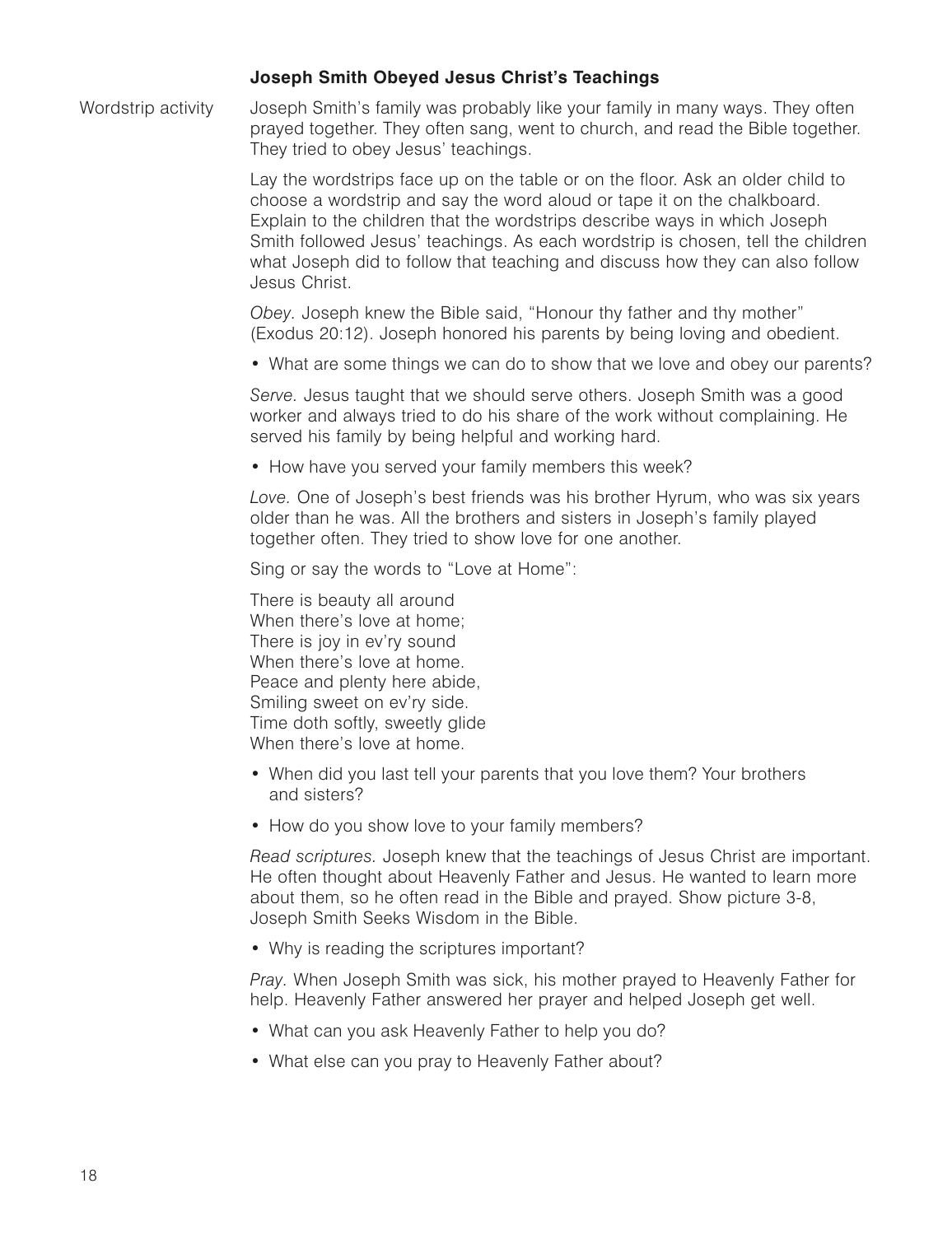### Joseph Smith Obeyed Jesus Christ's Teachings

Wordstrip activity

Joseph Smith's family was probably like your family in many ways. They often prayed together. They often sang, went to church, and read the Bible together. They tried to obey Jesus' teachings.

Lay the wordstrips face up on the table or on the floor. Ask an older child to choose a wordstrip and say the word aloud or tape it on the chalkboard. Explain to the children that the wordstrips describe ways in which Joseph Smith followed Jesus' teachings. As each wordstrip is chosen, tell the children what Joseph did to follow that teaching and discuss how they can also follow Jesus Christ.

*Obey.* Joseph knew the Bible said, "Honour thy father and thy mother" (Exodus 20:12). Joseph honored his parents by being loving and obedient.

- What are some things we can do to show that we love and obey our parents?

*Serve.* Jesus taught that we should serve others. Joseph Smith was a good worker and always tried to do his share of the work without complaining. He served his family by being helpful and working hard.

- How have you served your family members this week?

*Love.* One of Joseph's best friends was his brother Hyrum, who was six years older than he was. All the brothers and sisters in Joseph's family played together often. They tried to show love for one another.

Sing or say the words to "Love at Home":

There is beauty all around
When there's love at home;
There is joy in ev'ry sound
When there's love at home.
Peace and plenty here abide,
Smiling sweet on ev'ry side.
Time doth softly, sweetly glide
When there's love at home.

- When did you last tell your parents that you love them? Your brothers and sisters?
- How do you show love to your family members?

*Read scriptures.* Joseph knew that the teachings of Jesus Christ are important. He often thought about Heavenly Father and Jesus. He wanted to learn more about them, so he often read in the Bible and prayed. Show picture 3-8, Joseph Smith Seeks Wisdom in the Bible.

- Why is reading the scriptures important?

*Pray.* When Joseph Smith was sick, his mother prayed to Heavenly Father for help. Heavenly Father answered her prayer and helped Joseph get well.

- What can you ask Heavenly Father to help you do?
- What else can you pray to Heavenly Father about?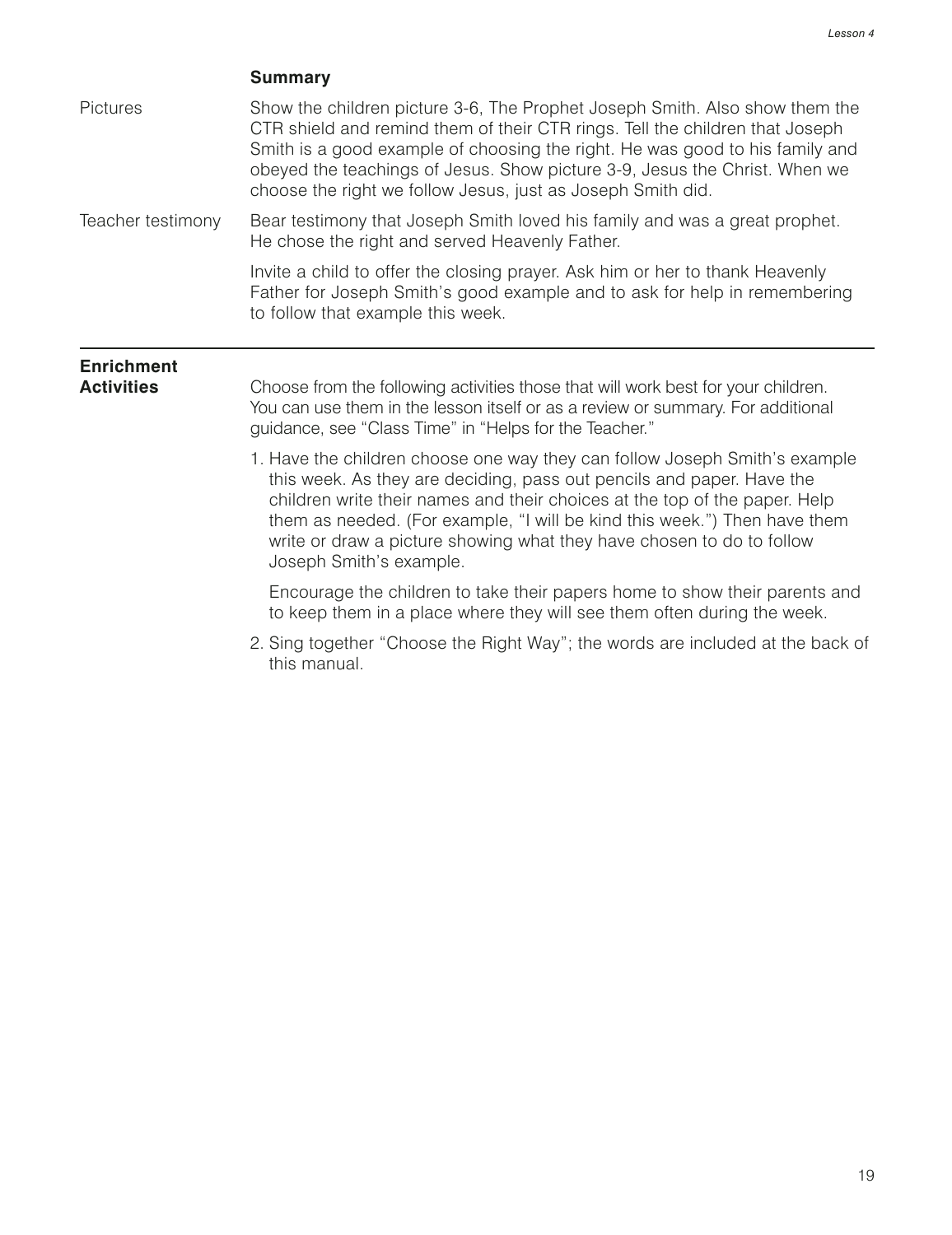### Summary

**Pictures**

Show the children picture 3-6, The Prophet Joseph Smith. Also show them the CTR shield and remind them of their CTR rings. Tell the children that Joseph Smith is a good example of choosing the right. He was good to his family and obeyed the teachings of Jesus. Show picture 3-9, Jesus the Christ. When we choose the right we follow Jesus, just as Joseph Smith did.

**Teacher testimony**

Bear testimony that Joseph Smith loved his family and was a great prophet. He chose the right and served Heavenly Father.

Invite a child to offer the closing prayer. Ask him or her to thank Heavenly Father for Joseph Smith's good example and to ask for help in remembering to follow that example this week.

---

## Enrichment Activities

Choose from the following activities those that will work best for your children. You can use them in the lesson itself or as a review or summary. For additional guidance, see "Class Time" in "Helps for the Teacher."

1. Have the children choose one way they can follow Joseph Smith's example this week. As they are deciding, pass out pencils and paper. Have the children write their names and their choices at the top of the paper. Help them as needed. (For example, "I will be kind this week.") Then have them write or draw a picture showing what they have chosen to do to follow Joseph Smith's example.

   Encourage the children to take their papers home to show their parents and to keep them in a place where they will see them often during the week.

2. Sing together "Choose the Right Way"; the words are included at the back of this manual.